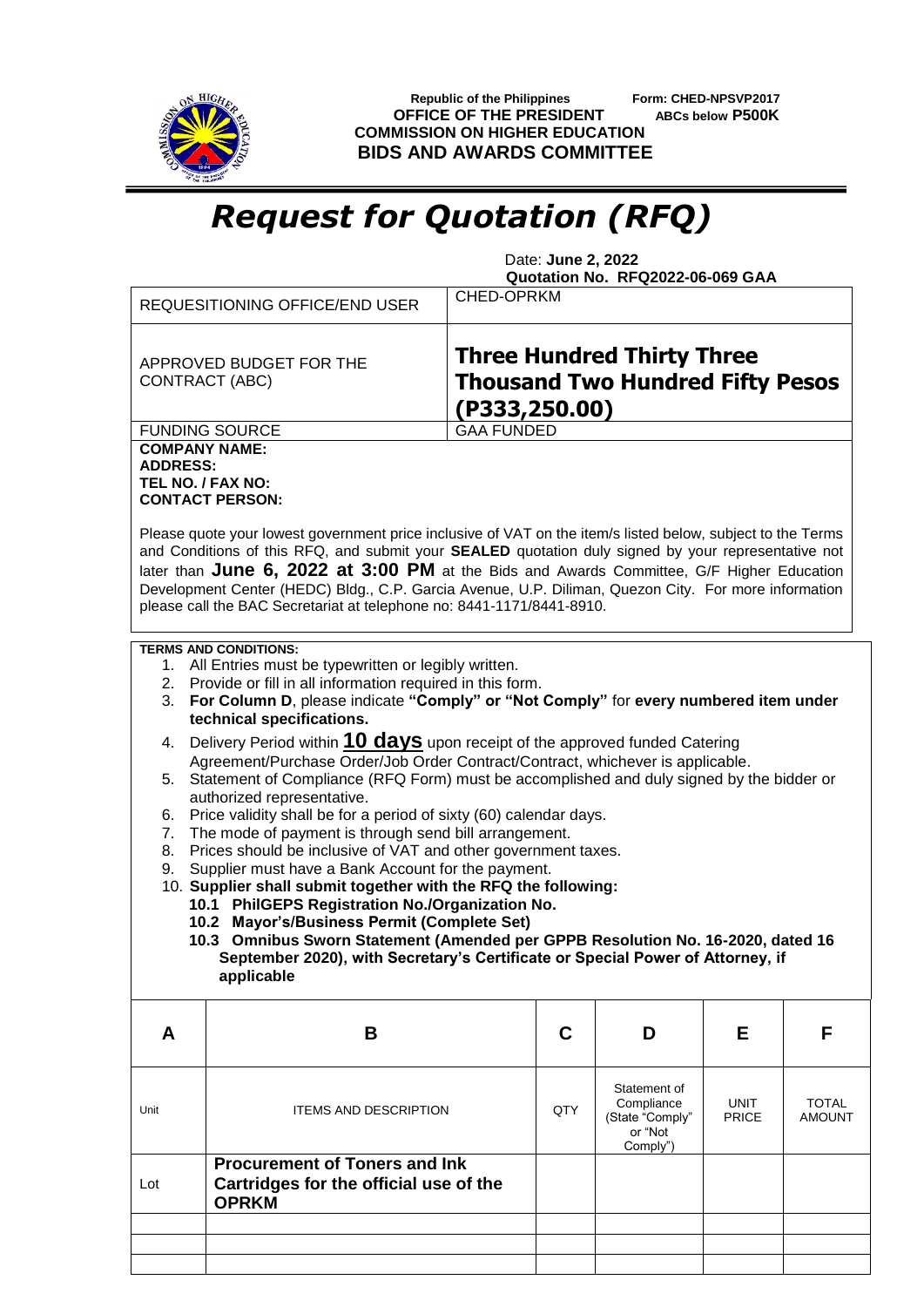Republic of the Philippines
OFFICE OF THE PRESIDENT
COMMISSION ON HIGHER EDUCATION
BIDS AND AWARDS COMMITTEE

Form: CHED-NPSVP2017
ABCs below P500K

# *Request for Quotation (RFQ)*

Date: **June 2, 2022**
**Quotation No. RFQ2022-06-069 GAA**

| REQUESITIONING OFFICE/END USER | CHED-OPRKM |
|---|---|
| APPROVED BUDGET FOR THE CONTRACT (ABC) | **Three Hundred Thirty Three Thousand Two Hundred Fifty Pesos (P333,250.00)** |
| FUNDING SOURCE | GAA FUNDED |

**COMPANY NAME:**
**ADDRESS:**
**TEL NO. / FAX NO:**
**CONTACT PERSON:**

Please quote your lowest government price inclusive of VAT on the item/s listed below, subject to the Terms and Conditions of this RFQ, and submit your **SEALED** quotation duly signed by your representative not later than **June 6, 2022 at 3:00 PM** at the Bids and Awards Committee, G/F Higher Education Development Center (HEDC) Bldg., C.P. Garcia Avenue, U.P. Diliman, Quezon City. For more information please call the BAC Secretariat at telephone no: 8441-1171/8441-8910.

**TERMS AND CONDITIONS:**

1. All Entries must be typewritten or legibly written.
2. Provide or fill in all information required in this form.
3. **For Column D**, please indicate **"Comply" or "Not Comply"** for **every numbered item under technical specifications.**
4. Delivery Period within **10 days** upon receipt of the approved funded Catering Agreement/Purchase Order/Job Order Contract/Contract, whichever is applicable.
5. Statement of Compliance (RFQ Form) must be accomplished and duly signed by the bidder or authorized representative.
6. Price validity shall be for a period of sixty (60) calendar days.
7. The mode of payment is through send bill arrangement.
8. Prices should be inclusive of VAT and other government taxes.
9. Supplier must have a Bank Account for the payment.
10. **Supplier shall submit together with the RFQ the following:**
    - **10.1 PhilGEPS Registration No./Organization No.**
    - **10.2 Mayor's/Business Permit (Complete Set)**
    - **10.3 Omnibus Sworn Statement (Amended per GPPB Resolution No. 16-2020, dated 16 September 2020), with Secretary's Certificate or Special Power of Attorney, if applicable**

| A | B | C | D | E | F |
|---|---|---|---|---|---|
| Unit | ITEMS AND DESCRIPTION | QTY | Statement of Compliance (State "Comply" or "Not Comply") | UNIT PRICE | TOTAL AMOUNT |
| Lot | **Procurement of Toners and Ink Cartridges for the official use of the OPRKM** | | | | |
| | | | | | |
| | | | | | |
| | | | | | |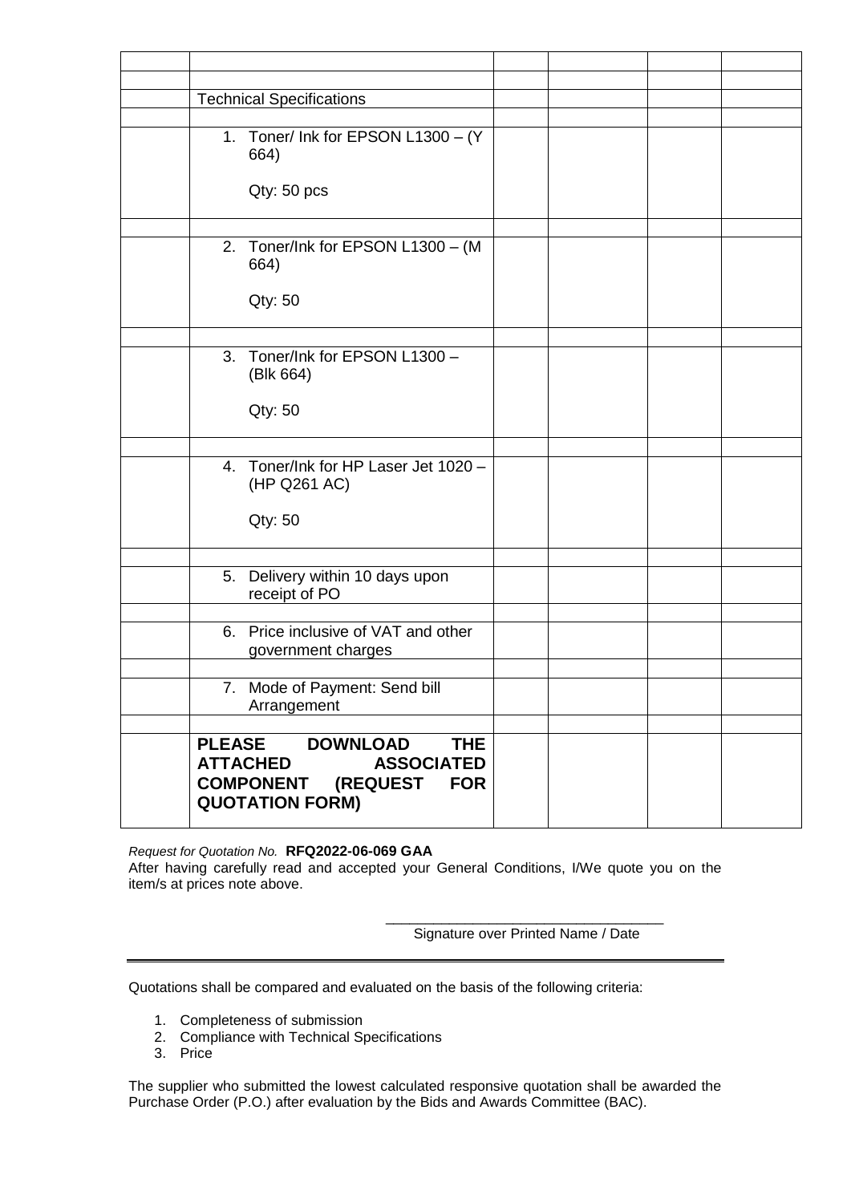| | | | | | |
|---|---|---|---|---|---|
| | | | | | |
| | Technical Specifications | | | | |
| | | | | | |
| | 1. Toner/ Ink for EPSON L1300 – (Y 664)<br><br>Qty: 50 pcs | | | | |
| | | | | | |
| | 2. Toner/Ink for EPSON L1300 – (M 664)<br><br>Qty: 50 | | | | |
| | | | | | |
| | 3. Toner/Ink for EPSON L1300 – (Blk 664)<br><br>Qty: 50 | | | | |
| | | | | | |
| | 4. Toner/Ink for HP Laser Jet 1020 – (HP Q261 AC)<br><br>Qty: 50 | | | | |
| | | | | | |
| | 5. Delivery within 10 days upon receipt of PO | | | | |
| | | | | | |
| | 6. Price inclusive of VAT and other government charges | | | | |
| | | | | | |
| | 7. Mode of Payment: Send bill Arrangement | | | | |
| | | | | | |
| | **PLEASE DOWNLOAD THE ATTACHED ASSOCIATED COMPONENT (REQUEST FOR QUOTATION FORM)** | | | | |

*Request for Quotation No.* **RFQ2022-06-069 GAA**
After having carefully read and accepted your General Conditions, I/We quote you on the item/s at prices note above.

\_\_\_\_\_\_\_\_\_\_\_\_\_\_\_\_\_\_\_\_\_\_\_\_\_\_\_\_\_\_\_\_\_\_\_\_
Signature over Printed Name / Date

---

Quotations shall be compared and evaluated on the basis of the following criteria:

1. Completeness of submission
2. Compliance with Technical Specifications
3. Price

The supplier who submitted the lowest calculated responsive quotation shall be awarded the Purchase Order (P.O.) after evaluation by the Bids and Awards Committee (BAC).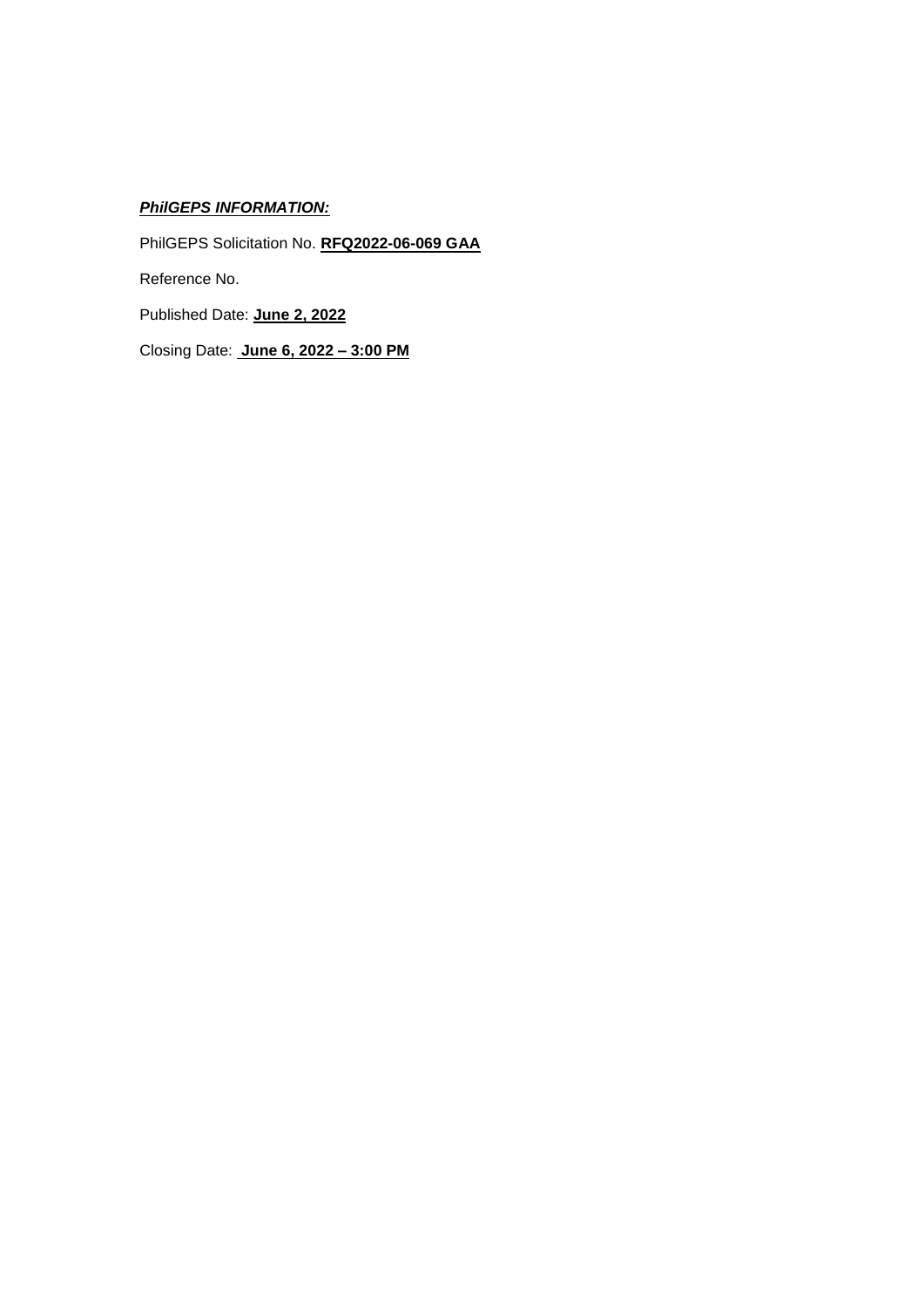***PhilGEPS INFORMATION:***

PhilGEPS Solicitation No. **RFQ2022-06-069 GAA**

Reference No.

Published Date: **June 2, 2022**

Closing Date: **June 6, 2022 – 3:00 PM**